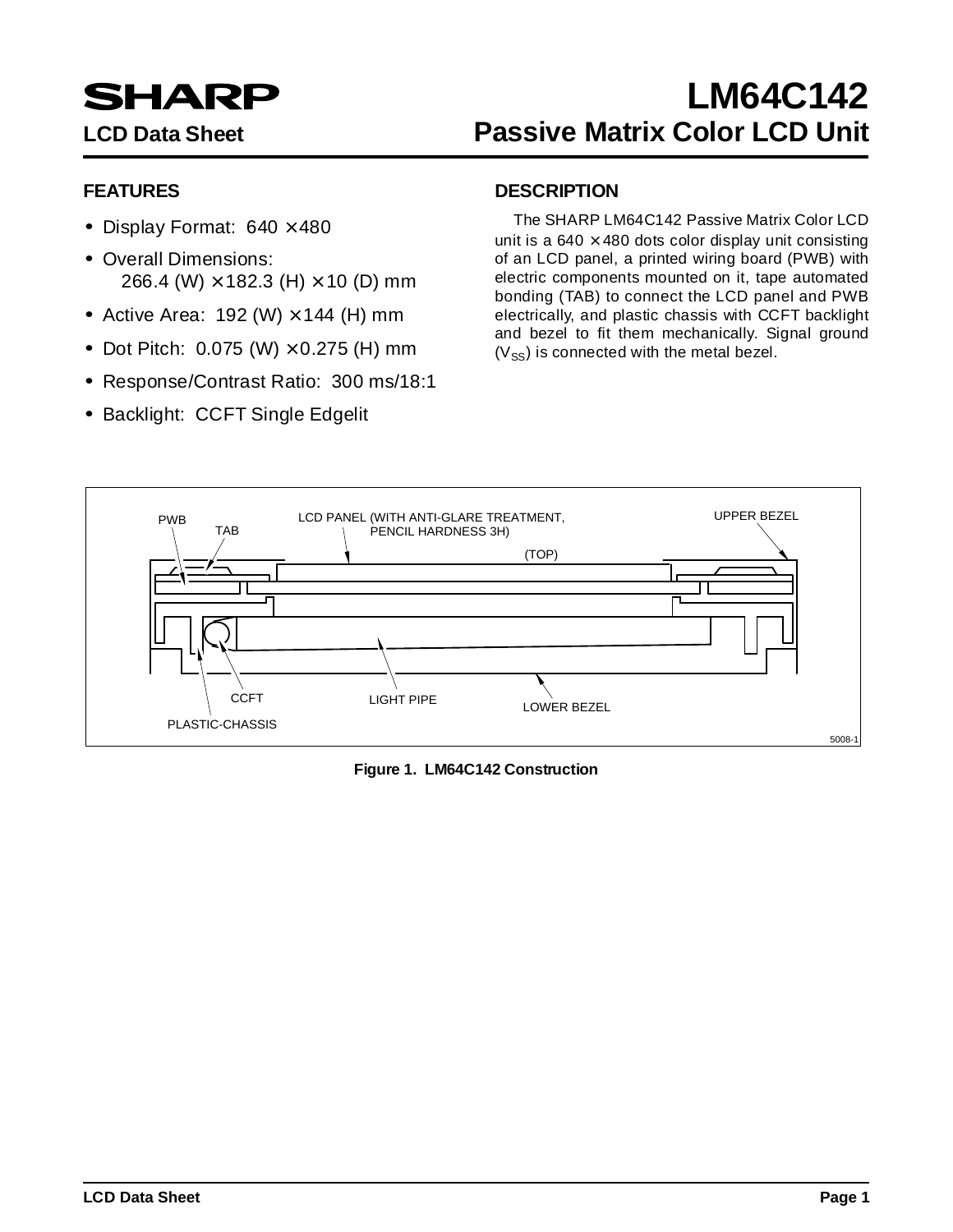# SHARP

**LCD Data Sheet**

# LM64C142
## Passive Matrix Color LCD Unit

### FEATURES

- Display Format: 640 × 480
- Overall Dimensions: 
  266.4 (W) × 182.3 (H) × 10 (D) mm
- Active Area: 192 (W) × 144 (H) mm
- Dot Pitch: 0.075 (W) × 0.275 (H) mm
- Response/Contrast Ratio: 300 ms/18:1
- Backlight: CCFT Single Edgelit

### DESCRIPTION

The SHARP LM64C142 Passive Matrix Color LCD unit is a 640 × 480 dots color display unit consisting of an LCD panel, a printed wiring board (PWB) with electric components mounted on it, tape automated bonding (TAB) to connect the LCD panel and PWB electrically, and plastic chassis with CCFT backlight and bezel to fit them mechanically. Signal ground ($V_{SS}$) is connected with the metal bezel.

PWB, TAB, LCD PANEL (WITH ANTI-GLARE TREATMENT, PENCIL HARDNESS 3H), UPPER BEZEL, (TOP), CCFT, LIGHT PIPE, LOWER BEZEL, PLASTIC-CHASSIS

5008-1

**Figure 1. LM64C142 Construction**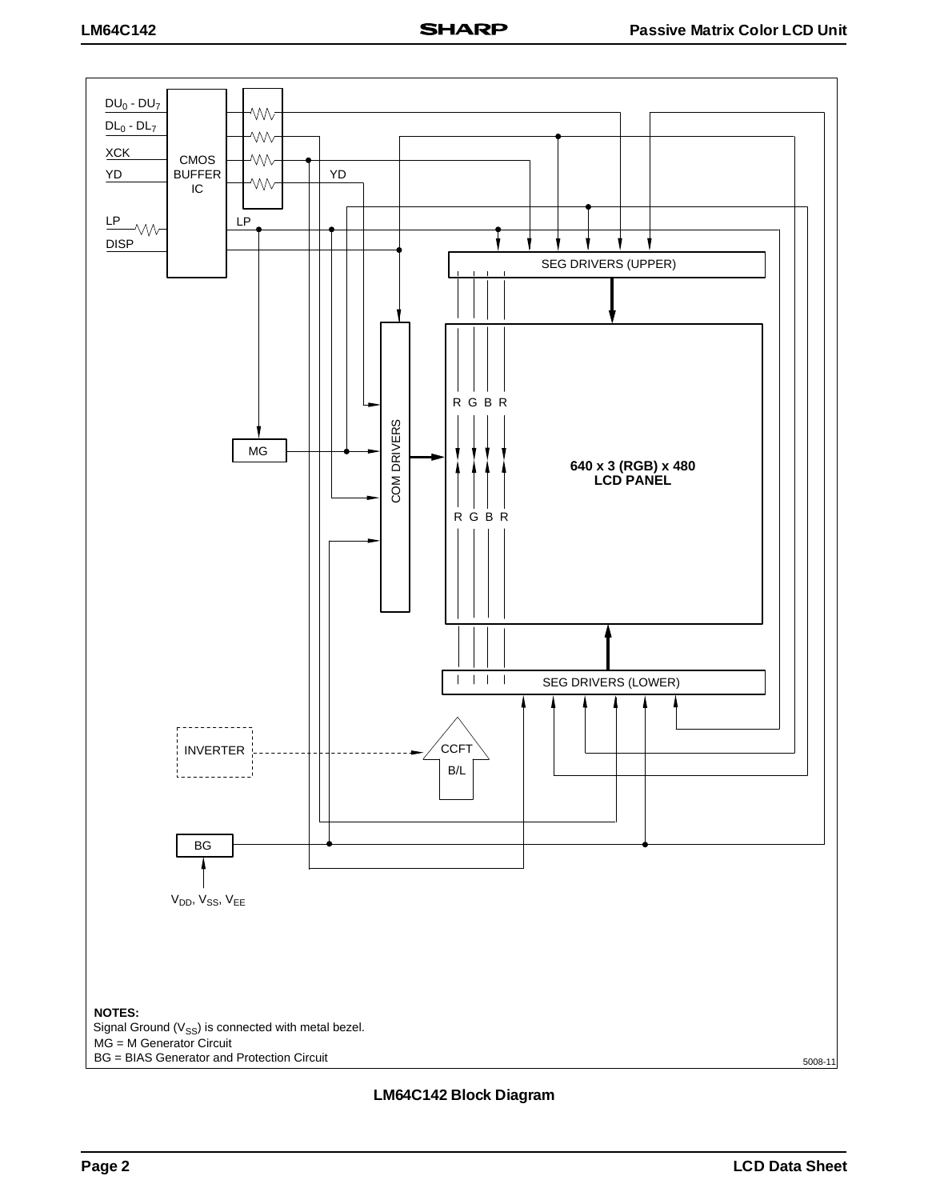$DU_0$ - $DU_7$

$DL_0$ - $DL_7$

XCK

YD

LP

DISP

CMOS BUFFER IC

YD

LP

SEG DRIVERS (UPPER)

COM DRIVERS

R G B R

R G B R

640 x 3 (RGB) x 480
LCD PANEL

MG

SEG DRIVERS (LOWER)

INVERTER

CCFT B/L

BG

$V_{DD}$, $V_{SS}$, $V_{EE}$

**NOTES:**
Signal Ground ($V_{SS}$) is connected with metal bezel.
MG = M Generator Circuit
BG = BIAS Generator and Protection Circuit

5008-11

**LM64C142 Block Diagram**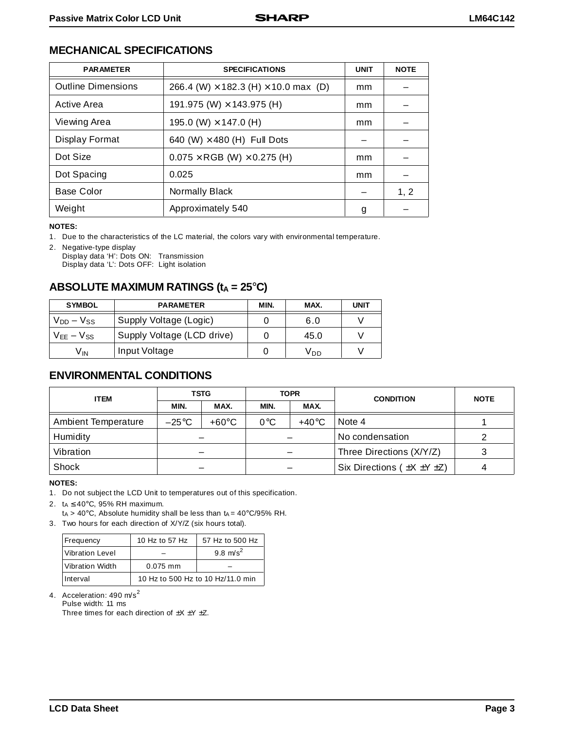## MECHANICAL SPECIFICATIONS

| PARAMETER | SPECIFICATIONS | UNIT | NOTE |
|---|---|---|---|
| Outline Dimensions | 266.4 (W) × 182.3 (H) × 10.0 max (D) | mm | – |
| Active Area | 191.975 (W) × 143.975 (H) | mm | – |
| Viewing Area | 195.0 (W) × 147.0 (H) | mm | – |
| Display Format | 640 (W) × 480 (H) Full Dots | – | – |
| Dot Size | 0.075 × RGB (W) × 0.275 (H) | mm | – |
| Dot Spacing | 0.025 | mm | – |
| Base Color | Normally Black | – | 1, 2 |
| Weight | Approximately 540 | g | – |

**NOTES:**

1. Due to the characteristics of the LC material, the colors vary with environmental temperature.
2. Negative-type display
   Display data 'H': Dots ON: Transmission
   Display data 'L': Dots OFF: Light isolation

## ABSOLUTE MAXIMUM RATINGS ($t_A$ = 25°C)

| SYMBOL | PARAMETER | MIN. | MAX. | UNIT |
|---|---|---|---|---|
| $V_{DD} - V_{SS}$ | Supply Voltage (Logic) | 0 | 6.0 | V |
| $V_{EE} - V_{SS}$ | Supply Voltage (LCD drive) | 0 | 45.0 | V |
| $V_{IN}$ | Input Voltage | 0 | $V_{DD}$ | V |

## ENVIRONMENTAL CONDITIONS

| ITEM | TSTG | | TOPR | | CONDITION | NOTE |
|---|---|---|---|---|---|---|
| | MIN. | MAX. | MIN. | MAX. | | |
| Ambient Temperature | –25°C | +60°C | 0°C | +40°C | Note 4 | 1 |
| Humidity | – | | – | | No condensation | 2 |
| Vibration | – | | – | | Three Directions (X/Y/Z) | 3 |
| Shock | – | | – | | Six Directions ( ±X ±Y ±Z) | 4 |

**NOTES:**

1. Do not subject the LCD Unit to temperatures out of this specification.
2. $t_A \leq 40$°C, 95% RH maximum.
   $t_A > 40$°C, Absolute humidity shall be less than $t_A = 40$°C/95% RH.
3. Two hours for each direction of X/Y/Z (six hours total).

| Frequency | 10 Hz to 57 Hz | 57 Hz to 500 Hz |
|---|---|---|
| Vibration Level | – | 9.8 $m/s^2$ |
| Vibration Width | 0.075 mm | – |
| Interval | 10 Hz to 500 Hz to 10 Hz/11.0 min | |

4. Acceleration: 490 $m/s^2$
   Pulse width: 11 ms
   Three times for each direction of ±X ±Y ±Z.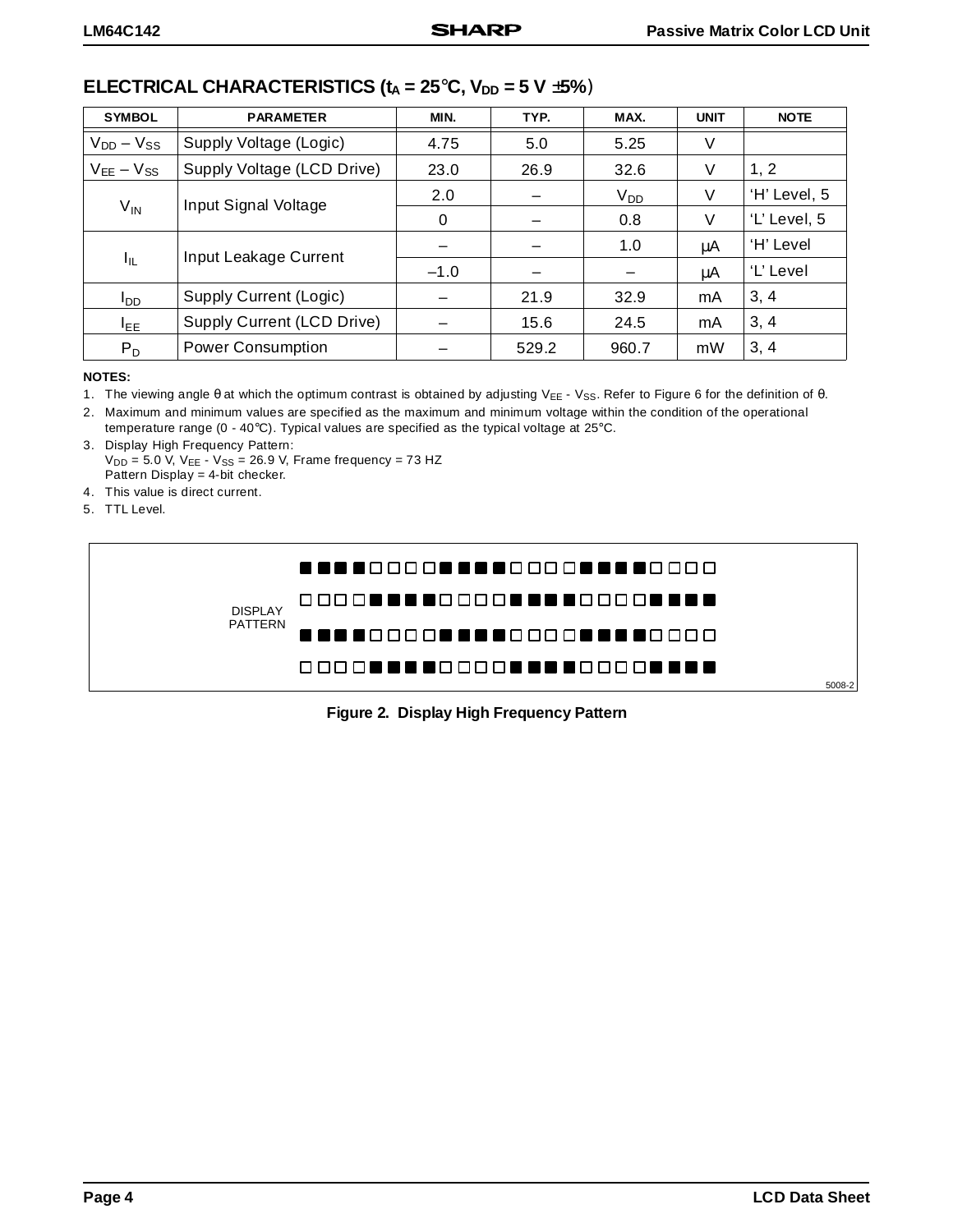## ELECTRICAL CHARACTERISTICS ($t_A$ = 25°C, $V_{DD}$ = 5 V ±5%)

| SYMBOL | PARAMETER | MIN. | TYP. | MAX. | UNIT | NOTE |
|---|---|---|---|---|---|---|
| $V_{DD} - V_{SS}$ | Supply Voltage (Logic) | 4.75 | 5.0 | 5.25 | V | |
| $V_{EE} - V_{SS}$ | Supply Voltage (LCD Drive) | 23.0 | 26.9 | 32.6 | V | 1, 2 |
| $V_{IN}$ | Input Signal Voltage | 2.0 | – | $V_{DD}$ | V | 'H' Level, 5 |
| | | 0 | – | 0.8 | V | 'L' Level, 5 |
| $I_{IL}$ | Input Leakage Current | – | – | 1.0 | µA | 'H' Level |
| | | –1.0 | – | – | µA | 'L' Level |
| $I_{DD}$ | Supply Current (Logic) | – | 21.9 | 32.9 | mA | 3, 4 |
| $I_{EE}$ | Supply Current (LCD Drive) | – | 15.6 | 24.5 | mA | 3, 4 |
| $P_D$ | Power Consumption | – | 529.2 | 960.7 | mW | 3, 4 |

**NOTES:**

1. The viewing angle θ at which the optimum contrast is obtained by adjusting $V_{EE}$ - $V_{SS}$. Refer to Figure 6 for the definition of θ.
2. Maximum and minimum values are specified as the maximum and minimum voltage within the condition of the operational temperature range (0 - 40°C). Typical values are specified as the typical voltage at 25°C.
3. Display High Frequency Pattern:
   $V_{DD}$ = 5.0 V, $V_{EE}$ - $V_{SS}$ = 26.9 V, Frame frequency = 73 HZ
   Pattern Display = 4-bit checker.
4. This value is direct current.
5. TTL Level.

DISPLAY PATTERN

■■■■□□□□■■■■□□□□■■■■□□□□

□□□□■■■■□□□□■■■■□□□□■■■■

■■■■□□□□■■■■□□□□■■■■□□□□

□□□□■■■■□□□□■■■■□□□□■■■■

5008-2

**Figure 2. Display High Frequency Pattern**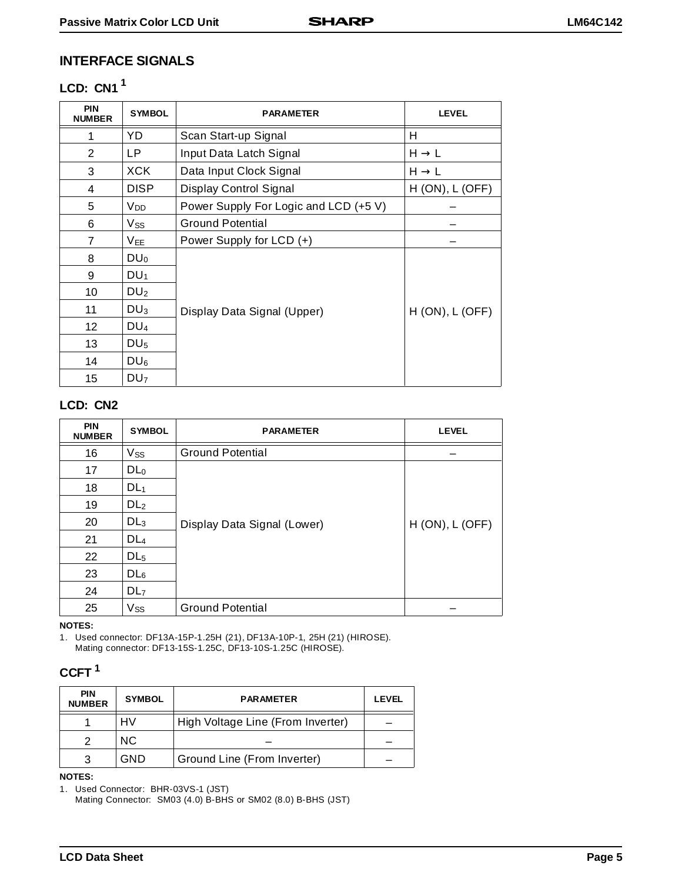## INTERFACE SIGNALS

### LCD: CN1 [1]

| PIN NUMBER | SYMBOL | PARAMETER | LEVEL |
|---|---|---|---|
| 1 | YD | Scan Start-up Signal | H |
| 2 | LP | Input Data Latch Signal | H → L |
| 3 | XCK | Data Input Clock Signal | H → L |
| 4 | DISP | Display Control Signal | H (ON), L (OFF) |
| 5 | $V_{DD}$ | Power Supply For Logic and LCD (+5 V) | – |
| 6 | $V_{SS}$ | Ground Potential | – |
| 7 | $V_{EE}$ | Power Supply for LCD (+) | – |
| 8 | $DU_0$ | Display Data Signal (Upper) | H (ON), L (OFF) |
| 9 | $DU_1$ | | |
| 10 | $DU_2$ | | |
| 11 | $DU_3$ | | |
| 12 | $DU_4$ | | |
| 13 | $DU_5$ | | |
| 14 | $DU_6$ | | |
| 15 | $DU_7$ | | |

### LCD: CN2

| PIN NUMBER | SYMBOL | PARAMETER | LEVEL |
|---|---|---|---|
| 16 | $V_{SS}$ | Ground Potential | – |
| 17 | $DL_0$ | Display Data Signal (Lower) | H (ON), L (OFF) |
| 18 | $DL_1$ | | |
| 19 | $DL_2$ | | |
| 20 | $DL_3$ | | |
| 21 | $DL_4$ | | |
| 22 | $DL_5$ | | |
| 23 | $DL_6$ | | |
| 24 | $DL_7$ | | |
| 25 | $V_{SS}$ | Ground Potential | – |

**NOTES:**

1. Used connector: DF13A-15P-1.25H (21), DF13A-10P-1, 25H (21) (HIROSE).
   Mating connector: DF13-15S-1.25C, DF13-10S-1.25C (HIROSE).

### CCFT [1]

| PIN NUMBER | SYMBOL | PARAMETER | LEVEL |
|---|---|---|---|
| 1 | HV | High Voltage Line (From Inverter) | – |
| 2 | NC | – | – |
| 3 | GND | Ground Line (From Inverter) | – |

**NOTES:**

1. Used Connector: BHR-03VS-1 (JST)
   Mating Connector: SM03 (4.0) B-BHS or SM02 (8.0) B-BHS (JST)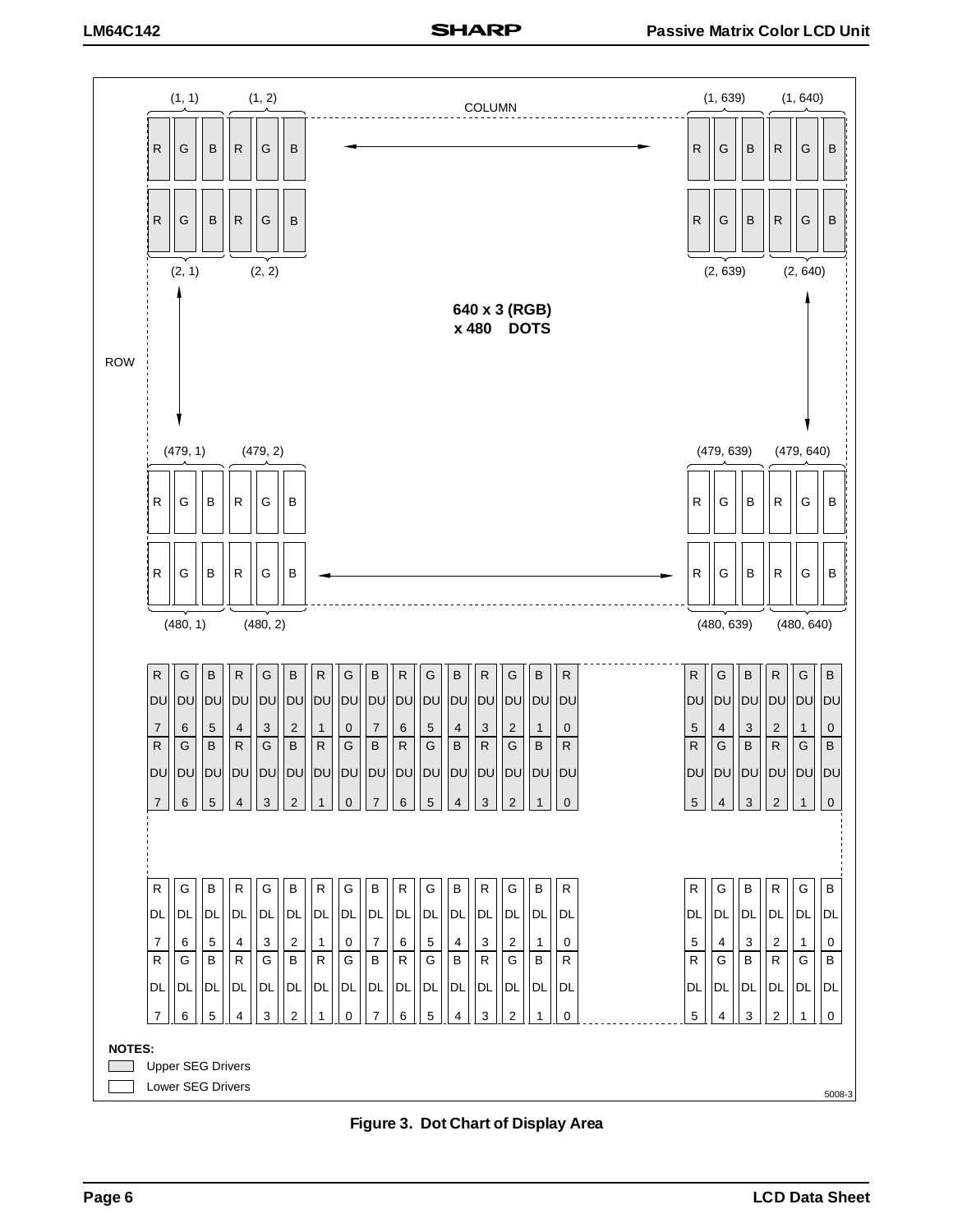Figure 3. Dot Chart of Display Area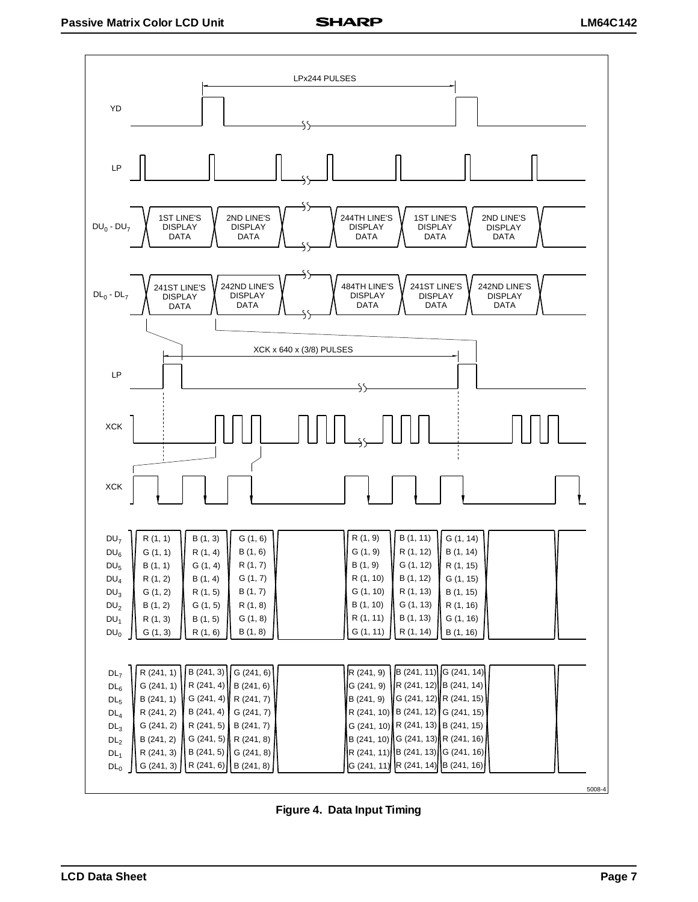LPx244 PULSES

YD

LP

$DU_0$ - $DU_7$: 1ST LINE'S DISPLAY DATA | 2ND LINE'S DISPLAY DATA | ... | 244TH LINE'S DISPLAY DATA | 1ST LINE'S DISPLAY DATA | 2ND LINE'S DISPLAY DATA

$DL_0$ - $DL_7$: 241ST LINE'S DISPLAY DATA | 242ND LINE'S DISPLAY DATA | ... | 484TH LINE'S DISPLAY DATA | 241ST LINE'S DISPLAY DATA | 242ND LINE'S DISPLAY DATA

XCK x 640 x (3/8) PULSES

LP

XCK

XCK

| Signal | | | | | | | | | |
|---|---|---|---|---|---|---|---|---|---|
| $DU_7$ | R (1, 1) | B (1, 3) | G (1, 6) | | R (1, 9) | B (1, 11) | G (1, 14) | | |
| $DU_6$ | G (1, 1) | R (1, 4) | B (1, 6) | | G (1, 9) | R (1, 12) | B (1, 14) | | |
| $DU_5$ | B (1, 1) | G (1, 4) | R (1, 7) | | B (1, 9) | G (1, 12) | R (1, 15) | | |
| $DU_4$ | R (1, 2) | B (1, 4) | G (1, 7) | | R (1, 10) | B (1, 12) | G (1, 15) | | |
| $DU_3$ | G (1, 2) | R (1, 5) | B (1, 7) | | G (1, 10) | R (1, 13) | B (1, 15) | | |
| $DU_2$ | B (1, 2) | G (1, 5) | R (1, 8) | | B (1, 10) | G (1, 13) | R (1, 16) | | |
| $DU_1$ | R (1, 3) | B (1, 5) | G (1, 8) | | R (1, 11) | B (1, 13) | G (1, 16) | | |
| $DU_0$ | G (1, 3) | R (1, 6) | B (1, 8) | | G (1, 11) | R (1, 14) | B (1, 16) | | |

| Signal | | | | | | | | | |
|---|---|---|---|---|---|---|---|---|---|
| $DL_7$ | R (241, 1) | B (241, 3) | G (241, 6) | | R (241, 9) | B (241, 11) | G (241, 14) | | |
| $DL_6$ | G (241, 1) | R (241, 4) | B (241, 6) | | G (241, 9) | R (241, 12) | B (241, 14) | | |
| $DL_5$ | B (241, 1) | G (241, 4) | R (241, 7) | | B (241, 9) | G (241, 12) | R (241, 15) | | |
| $DL_4$ | R (241, 2) | B (241, 4) | G (241, 7) | | R (241, 10) | B (241, 12) | G (241, 15) | | |
| $DL_3$ | G (241, 2) | R (241, 5) | B (241, 7) | | G (241, 10) | R (241, 13) | B (241, 15) | | |
| $DL_2$ | B (241, 2) | G (241, 5) | R (241, 8) | | B (241, 10) | G (241, 13) | R (241, 16) | | |
| $DL_1$ | R (241, 3) | B (241, 5) | G (241, 8) | | R (241, 11) | B (241, 13) | G (241, 16) | | |
| $DL_0$ | G (241, 3) | R (241, 6) | B (241, 8) | | G (241, 11) | R (241, 14) | B (241, 16) | | |

5008-4

**Figure 4. Data Input Timing**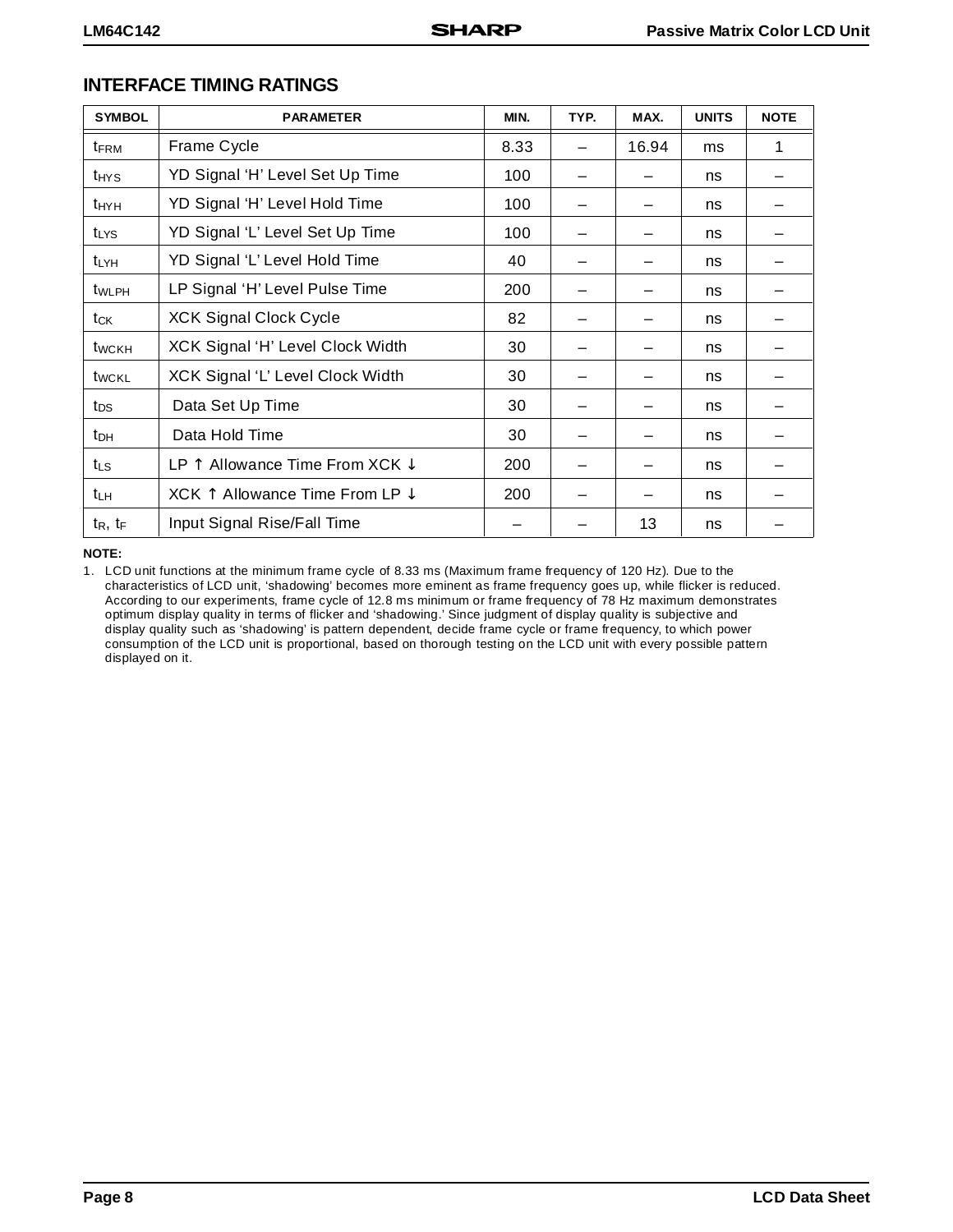## INTERFACE TIMING RATINGS

| SYMBOL | PARAMETER | MIN. | TYP. | MAX. | UNITS | NOTE |
|---|---|---|---|---|---|---|
| $t_{FRM}$ | Frame Cycle | 8.33 | – | 16.94 | ms | 1 |
| $t_{HYS}$ | YD Signal 'H' Level Set Up Time | 100 | – | – | ns | – |
| $t_{HYH}$ | YD Signal 'H' Level Hold Time | 100 | – | – | ns | – |
| $t_{LYS}$ | YD Signal 'L' Level Set Up Time | 100 | – | – | ns | – |
| $t_{LYH}$ | YD Signal 'L' Level Hold Time | 40 | – | – | ns | – |
| $t_{WLPH}$ | LP Signal 'H' Level Pulse Time | 200 | – | – | ns | – |
| $t_{CK}$ | XCK Signal Clock Cycle | 82 | – | – | ns | – |
| $t_{WCKH}$ | XCK Signal 'H' Level Clock Width | 30 | – | – | ns | – |
| $t_{WCKL}$ | XCK Signal 'L' Level Clock Width | 30 | – | – | ns | – |
| $t_{DS}$ | Data Set Up Time | 30 | – | – | ns | – |
| $t_{DH}$ | Data Hold Time | 30 | – | – | ns | – |
| $t_{LS}$ | LP ↑ Allowance Time From XCK ↓ | 200 | – | – | ns | – |
| $t_{LH}$ | XCK ↑ Allowance Time From LP ↓ | 200 | – | – | ns | – |
| $t_R$, $t_F$ | Input Signal Rise/Fall Time | – | – | 13 | ns | – |

**NOTE:**

1. LCD unit functions at the minimum frame cycle of 8.33 ms (Maximum frame frequency of 120 Hz). Due to the characteristics of LCD unit, 'shadowing' becomes more eminent as frame frequency goes up, while flicker is reduced. According to our experiments, frame cycle of 12.8 ms minimum or frame frequency of 78 Hz maximum demonstrates optimum display quality in terms of flicker and 'shadowing.' Since judgment of display quality is subjective and display quality such as 'shadowing' is pattern dependent, decide frame cycle or frame frequency, to which power consumption of the LCD unit is proportional, based on thorough testing on the LCD unit with every possible pattern displayed on it.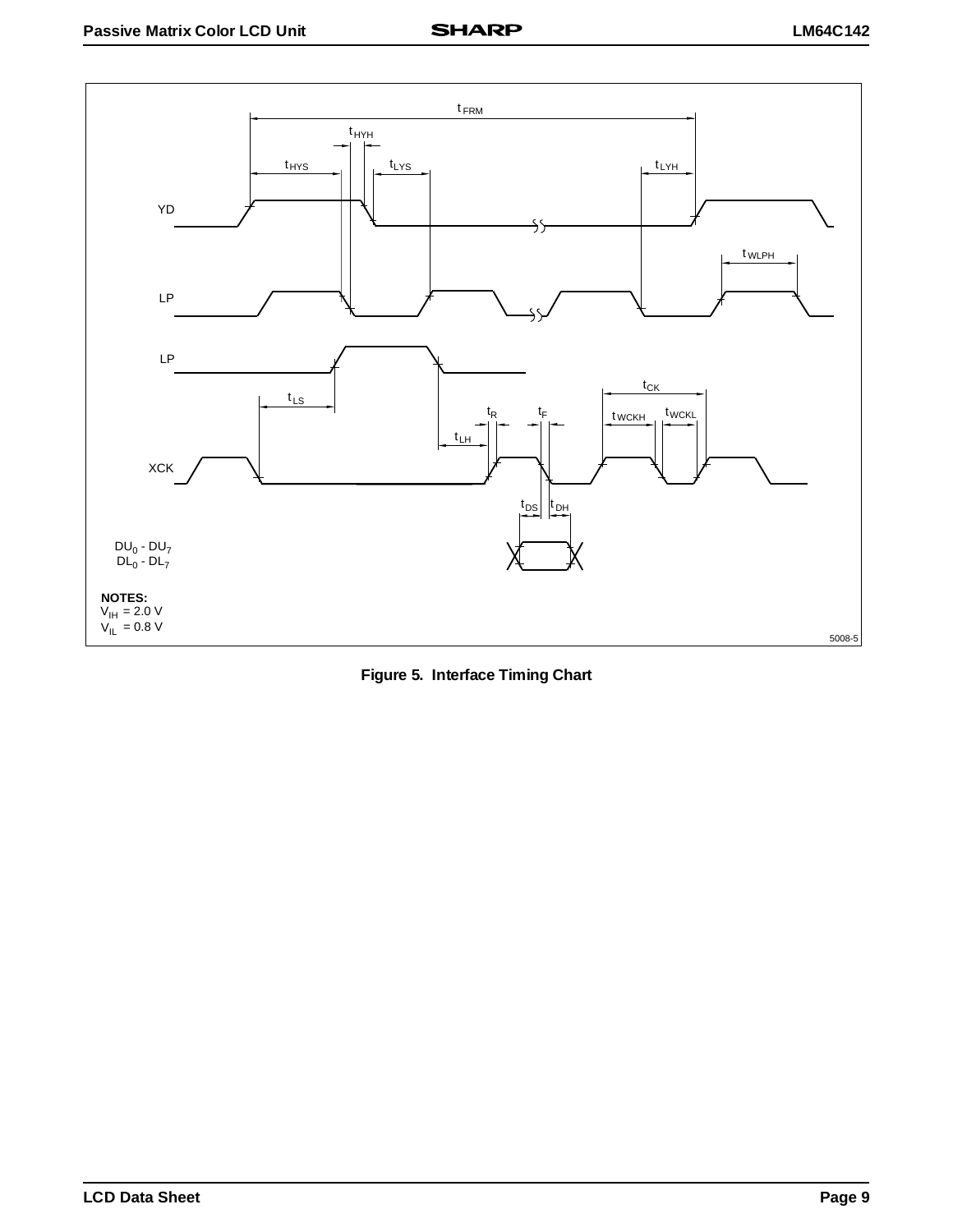Figure 5. Interface Timing Chart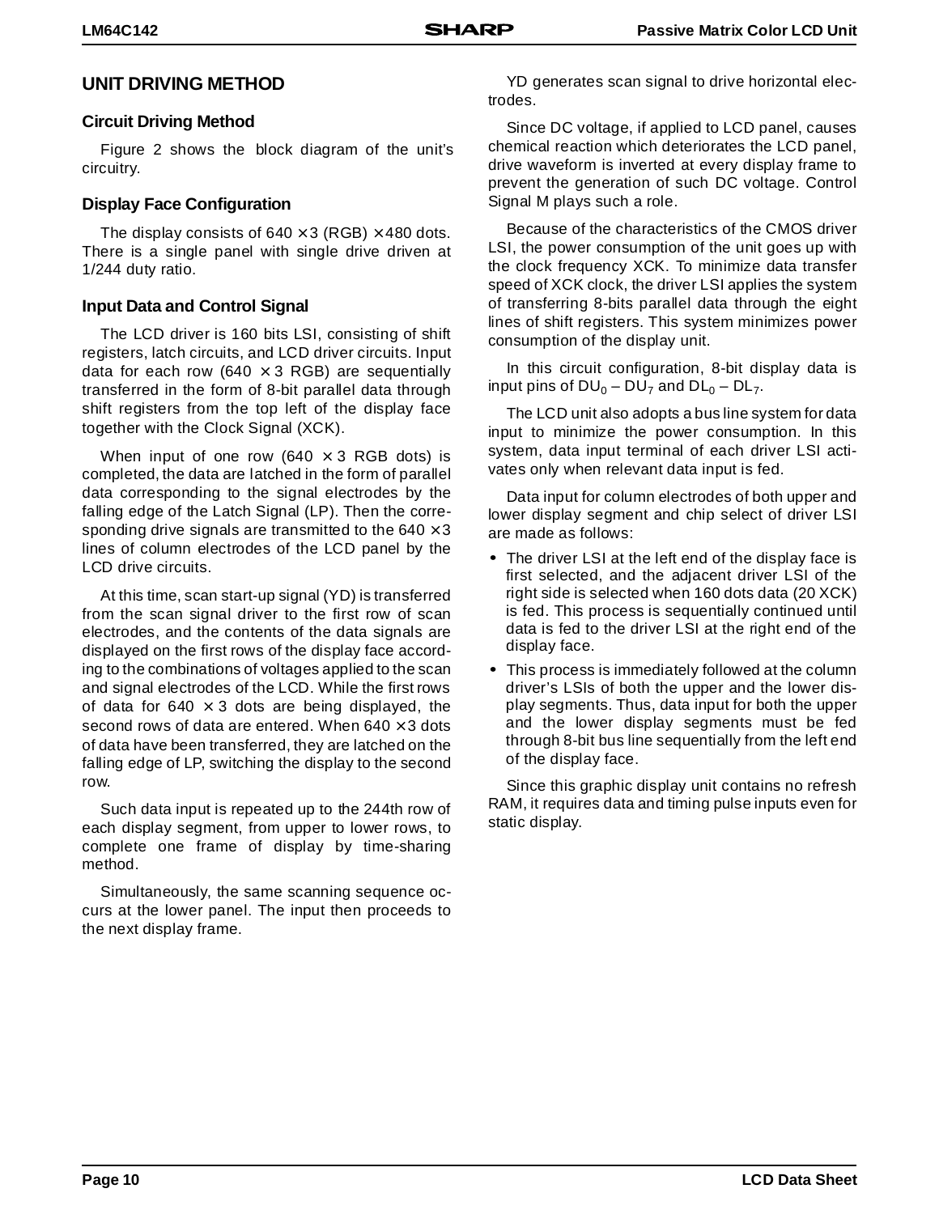## UNIT DRIVING METHOD

### Circuit Driving Method

Figure 2 shows the block diagram of the unit's circuitry.

### Display Face Configuration

The display consists of 640 × 3 (RGB) × 480 dots. There is a single panel with single drive driven at 1/244 duty ratio.

### Input Data and Control Signal

The LCD driver is 160 bits LSI, consisting of shift registers, latch circuits, and LCD driver circuits. Input data for each row (640 × 3 RGB) are sequentially transferred in the form of 8-bit parallel data through shift registers from the top left of the display face together with the Clock Signal (XCK).

When input of one row (640 × 3 RGB dots) is completed, the data are latched in the form of parallel data corresponding to the signal electrodes by the falling edge of the Latch Signal (LP). Then the corresponding drive signals are transmitted to the 640 × 3 lines of column electrodes of the LCD panel by the LCD drive circuits.

At this time, scan start-up signal (YD) is transferred from the scan signal driver to the first row of scan electrodes, and the contents of the data signals are displayed on the first rows of the display face according to the combinations of voltages applied to the scan and signal electrodes of the LCD. While the first rows of data for 640 × 3 dots are being displayed, the second rows of data are entered. When 640 × 3 dots of data have been transferred, they are latched on the falling edge of LP, switching the display to the second row.

Such data input is repeated up to the 244th row of each display segment, from upper to lower rows, to complete one frame of display by time-sharing method.

Simultaneously, the same scanning sequence occurs at the lower panel. The input then proceeds to the next display frame.

YD generates scan signal to drive horizontal electrodes.

Since DC voltage, if applied to LCD panel, causes chemical reaction which deteriorates the LCD panel, drive waveform is inverted at every display frame to prevent the generation of such DC voltage. Control Signal M plays such a role.

Because of the characteristics of the CMOS driver LSI, the power consumption of the unit goes up with the clock frequency XCK. To minimize data transfer speed of XCK clock, the driver LSI applies the system of transferring 8-bits parallel data through the eight lines of shift registers. This system minimizes power consumption of the display unit.

In this circuit configuration, 8-bit display data is input pins of $DU_0$ – $DU_7$ and $DL_0$ – $DL_7$.

The LCD unit also adopts a bus line system for data input to minimize the power consumption. In this system, data input terminal of each driver LSI activates only when relevant data input is fed.

Data input for column electrodes of both upper and lower display segment and chip select of driver LSI are made as follows:

- The driver LSI at the left end of the display face is first selected, and the adjacent driver LSI of the right side is selected when 160 dots data (20 XCK) is fed. This process is sequentially continued until data is fed to the driver LSI at the right end of the display face.
- This process is immediately followed at the column driver's LSIs of both the upper and the lower display segments. Thus, data input for both the upper and the lower display segments must be fed through 8-bit bus line sequentially from the left end of the display face.

Since this graphic display unit contains no refresh RAM, it requires data and timing pulse inputs even for static display.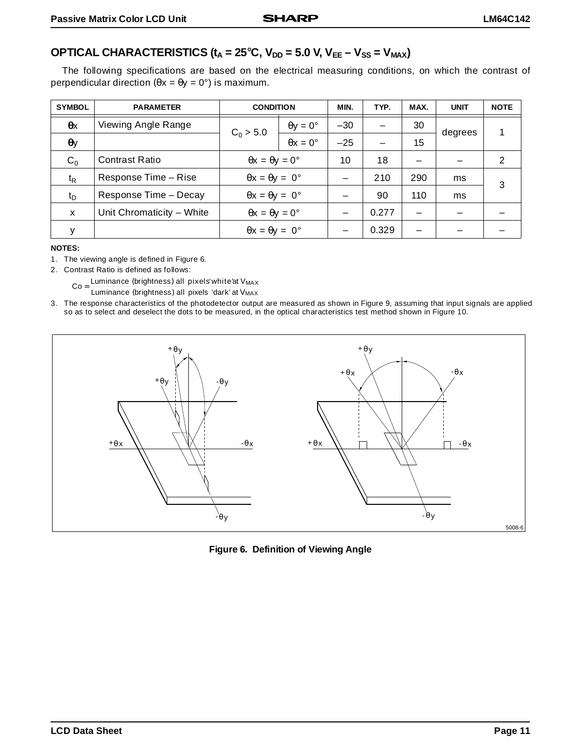## OPTICAL CHARACTERISTICS ($t_A$ = 25°C, $V_{DD}$ = 5.0 V, $V_{EE} – V_{SS} = V_{MAX}$)

The following specifications are based on the electrical measuring conditions, on which the contrast of perpendicular direction (θx = θy = 0°) is maximum.

| SYMBOL | PARAMETER | CONDITION | | MIN. | TYP. | MAX. | UNIT | NOTE |
|---|---|---|---|---|---|---|---|---|
| θx | Viewing Angle Range | $C_0$ > 5.0 | θy = 0° | –30 | – | 30 | degrees | 1 |
| θy | | | θx = 0° | –25 | – | 15 | | |
| $C_0$ | Contrast Ratio | θx = θy = 0° | | 10 | 18 | – | – | 2 |
| $t_R$ | Response Time – Rise | θx = θy = 0° | | – | 210 | 290 | ms | 3 |
| $t_D$ | Response Time – Decay | θx = θy = 0° | | – | 90 | 110 | ms | |
| x | Unit Chromaticity – White | θx = θy = 0° | | – | 0.277 | – | – | – |
| y | | θx = θy = 0° | | – | 0.329 | – | – | – |

**NOTES:**

1. The viewing angle is defined in Figure 6.
2. Contrast Ratio is defined as follows:

$$Co = \frac{\text{Luminance (brightness) all pixels 'white' at } V_{MAX}}{\text{Luminance (brightness) all pixels 'dark' at } V_{MAX}}$$

3. The response characteristics of the photodetector output are measured as shown in Figure 9, assuming that input signals are applied so as to select and deselect the dots to be measured, in the optical characteristics test method shown in Figure 10.

**Figure 6. Definition of Viewing Angle**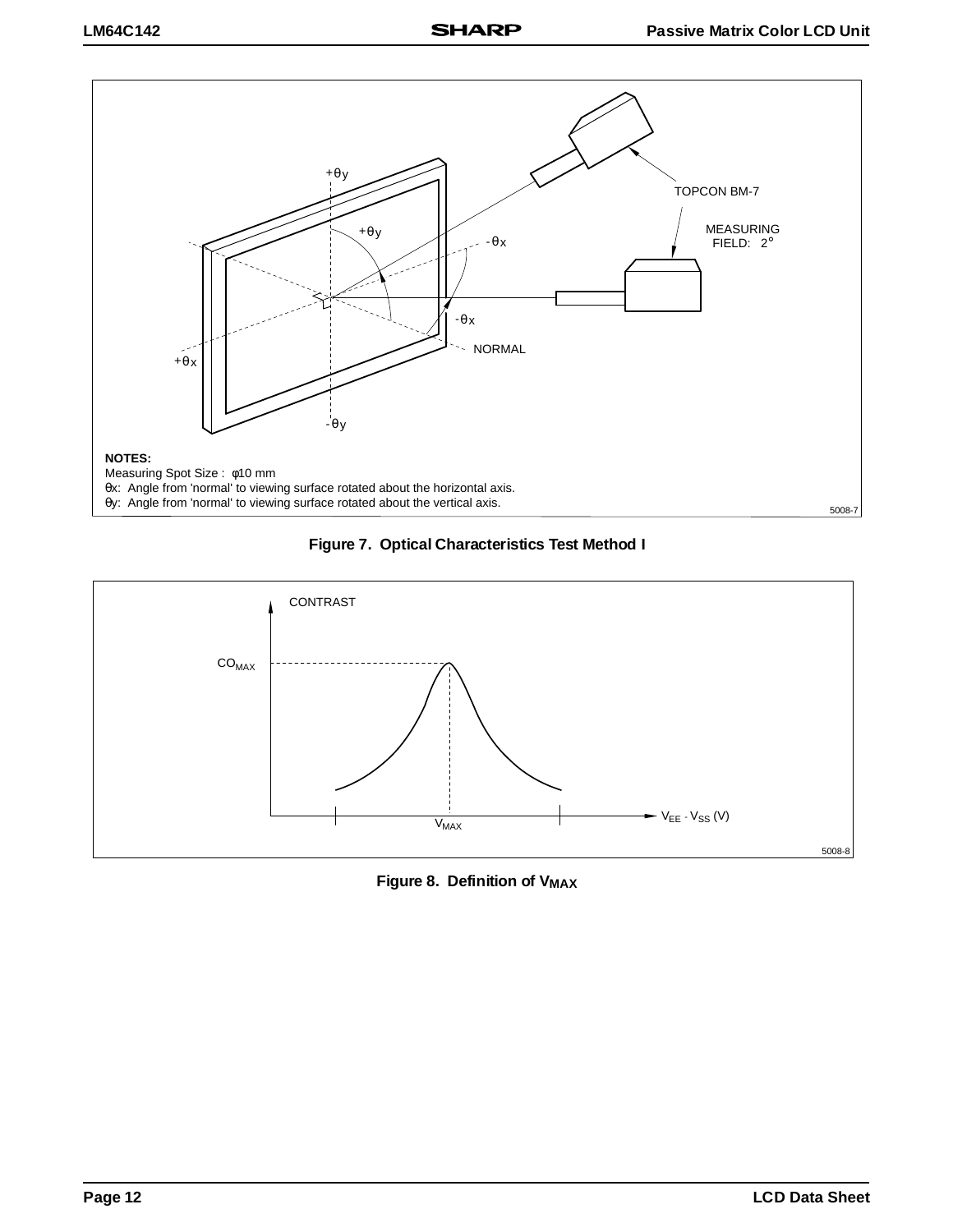**NOTES:**

Measuring Spot Size : φ10 mm

θx: Angle from 'normal' to viewing surface rotated about the horizontal axis.

θy: Angle from 'normal' to viewing surface rotated about the vertical axis.

**Figure 7. Optical Characteristics Test Method I**

**Figure 8. Definition of $V_{MAX}$**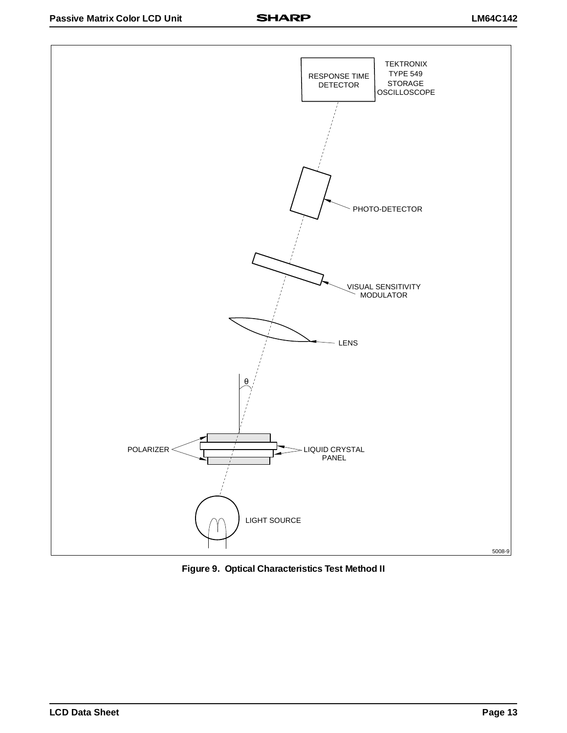Figure 9. Optical Characteristics Test Method II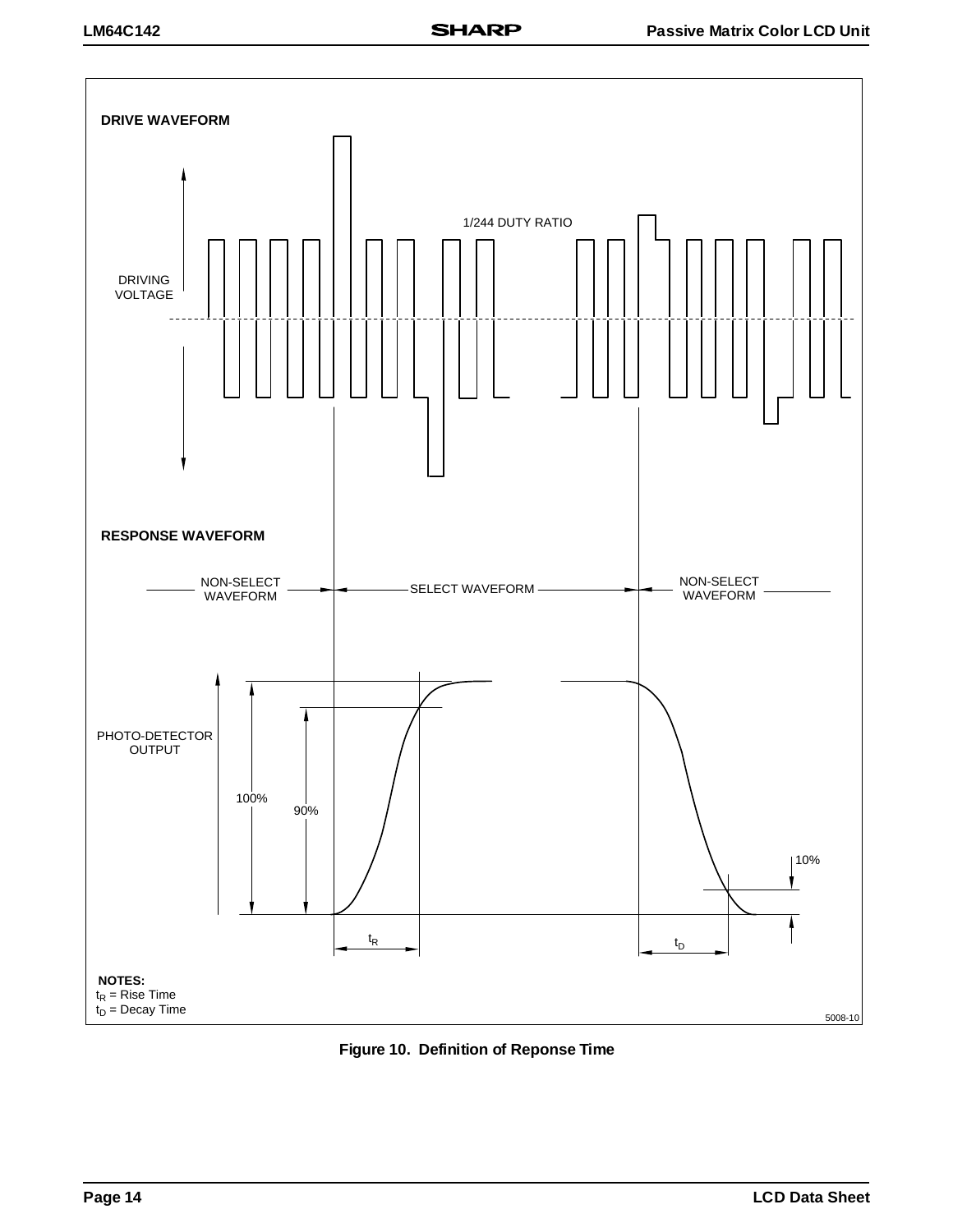**DRIVE WAVEFORM**

1/244 DUTY RATIO

DRIVING VOLTAGE

**RESPONSE WAVEFORM**

NON-SELECT WAVEFORM — SELECT WAVEFORM — NON-SELECT WAVEFORM

PHOTO-DETECTOR OUTPUT

100%

90%

10%

$t_R$

$t_D$

**NOTES:**
$t_R$ = Rise Time
$t_D$ = Decay Time

5008-10

**Figure 10. Definition of Reponse Time**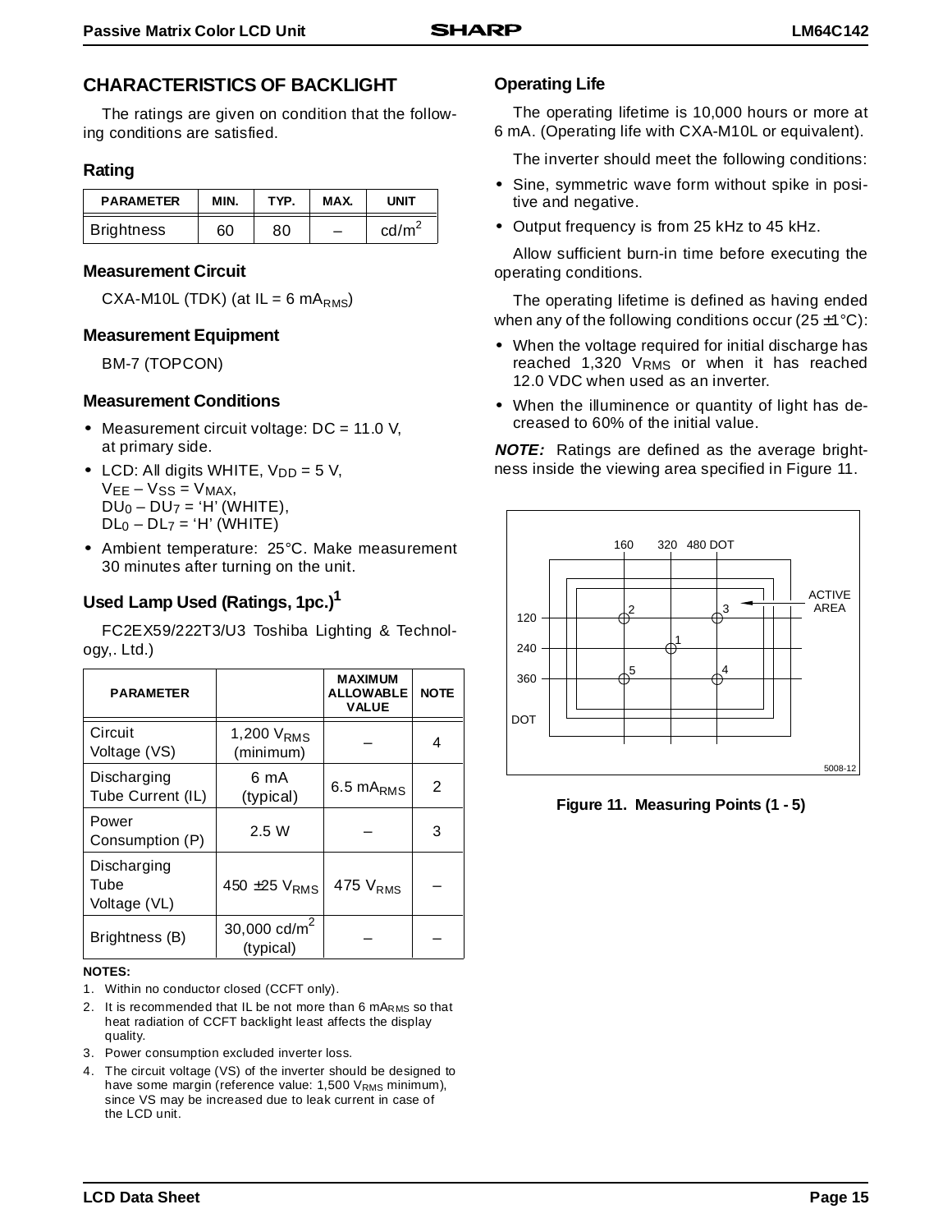## CHARACTERISTICS OF BACKLIGHT

The ratings are given on condition that the following conditions are satisfied.

### Rating

| PARAMETER | MIN. | TYP. | MAX. | UNIT |
|---|---|---|---|---|
| Brightness | 60 | 80 | – | cd/m$^2$ |

### Measurement Circuit

CXA-M10L (TDK) (at IL = 6 $mA_{RMS}$)

### Measurement Equipment

BM-7 (TOPCON)

### Measurement Conditions

- Measurement circuit voltage: DC = 11.0 V, at primary side.
- LCD: All digits WHITE, $V_{DD}$ = 5 V, $V_{EE} - V_{SS} = V_{MAX}$, $DU_0 - DU_7$ = 'H' (WHITE), $DL_0 - DL_7$ = 'H' (WHITE)
- Ambient temperature: 25°C. Make measurement 30 minutes after turning on the unit.

## Used Lamp Used (Ratings, 1pc.)[1]

FC2EX59/222T3/U3 Toshiba Lighting & Technology,. Ltd.)

| PARAMETER | | MAXIMUM ALLOWABLE VALUE | NOTE |
|---|---|---|---|
| Circuit Voltage (VS) | 1,200 $V_{RMS}$ (minimum) | – | 4 |
| Discharging Tube Current (IL) | 6 mA (typical) | 6.5 $mA_{RMS}$ | 2 |
| Power Consumption (P) | 2.5 W | – | 3 |
| Discharging Tube Voltage (VL) | 450 ±25 $V_{RMS}$ | 475 $V_{RMS}$ | – |
| Brightness (B) | 30,000 cd/m$^2$ (typical) | – | – |

**NOTES:**

1. Within no conductor closed (CCFT only).
2. It is recommended that IL be not more than 6 $mA_{RMS}$ so that heat radiation of CCFT backlight least affects the display quality.
3. Power consumption excluded inverter loss.
4. The circuit voltage (VS) of the inverter should be designed to have some margin (reference value: 1,500 $V_{RMS}$ minimum), since VS may be increased due to leak current in case of the LCD unit.

### Operating Life

The operating lifetime is 10,000 hours or more at 6 mA. (Operating life with CXA-M10L or equivalent).

The inverter should meet the following conditions:

- Sine, symmetric wave form without spike in positive and negative.
- Output frequency is from 25 kHz to 45 kHz.

Allow sufficient burn-in time before executing the operating conditions.

The operating lifetime is defined as having ended when any of the following conditions occur (25 ±1°C):

- When the voltage required for initial discharge has reached 1,320 $V_{RMS}$ or when it has reached 12.0 VDC when used as an inverter.
- When the illuminence or quantity of light has decreased to 60% of the initial value.

***NOTE:*** Ratings are defined as the average brightness inside the viewing area specified in Figure 11.

**Figure 11. Measuring Points (1 - 5)**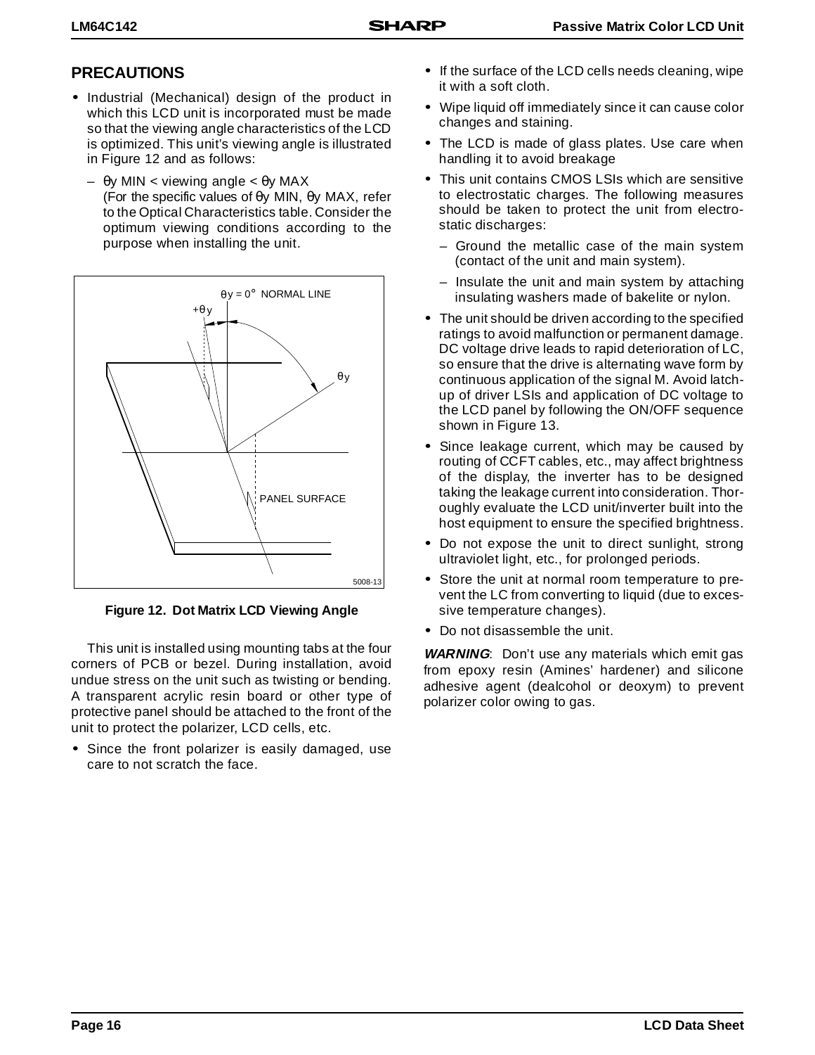## PRECAUTIONS

- Industrial (Mechanical) design of the product in which this LCD unit is incorporated must be made so that the viewing angle characteristics of the LCD is optimized. This unit's viewing angle is illustrated in Figure 12 and as follows:
  - $\theta y$ MIN < viewing angle < $\theta y$ MAX (For the specific values of $\theta y$ MIN, $\theta y$ MAX, refer to the Optical Characteristics table. Consider the optimum viewing conditions according to the purpose when installing the unit.

Figure 12. Dot Matrix LCD Viewing Angle

This unit is installed using mounting tabs at the four corners of PCB or bezel. During installation, avoid undue stress on the unit such as twisting or bending. A transparent acrylic resin board or other type of protective panel should be attached to the front of the unit to protect the polarizer, LCD cells, etc.

- Since the front polarizer is easily damaged, use care to not scratch the face.
- If the surface of the LCD cells needs cleaning, wipe it with a soft cloth.
- Wipe liquid off immediately since it can cause color changes and staining.
- The LCD is made of glass plates. Use care when handling it to avoid breakage
- This unit contains CMOS LSIs which are sensitive to electrostatic charges. The following measures should be taken to protect the unit from electrostatic discharges:
  - Ground the metallic case of the main system (contact of the unit and main system).
  - Insulate the unit and main system by attaching insulating washers made of bakelite or nylon.
- The unit should be driven according to the specified ratings to avoid malfunction or permanent damage. DC voltage drive leads to rapid deterioration of LC, so ensure that the drive is alternating wave form by continuous application of the signal M. Avoid latch-up of driver LSIs and application of DC voltage to the LCD panel by following the ON/OFF sequence shown in Figure 13.
- Since leakage current, which may be caused by routing of CCFT cables, etc., may affect brightness of the display, the inverter has to be designed taking the leakage current into consideration. Thoroughly evaluate the LCD unit/inverter built into the host equipment to ensure the specified brightness.
- Do not expose the unit to direct sunlight, strong ultraviolet light, etc., for prolonged periods.
- Store the unit at normal room temperature to prevent the LC from converting to liquid (due to excessive temperature changes).
- Do not disassemble the unit.

***WARNING***: Don't use any materials which emit gas from epoxy resin (Amines' hardener) and silicone adhesive agent (dealcohol or deoxym) to prevent polarizer color owing to gas.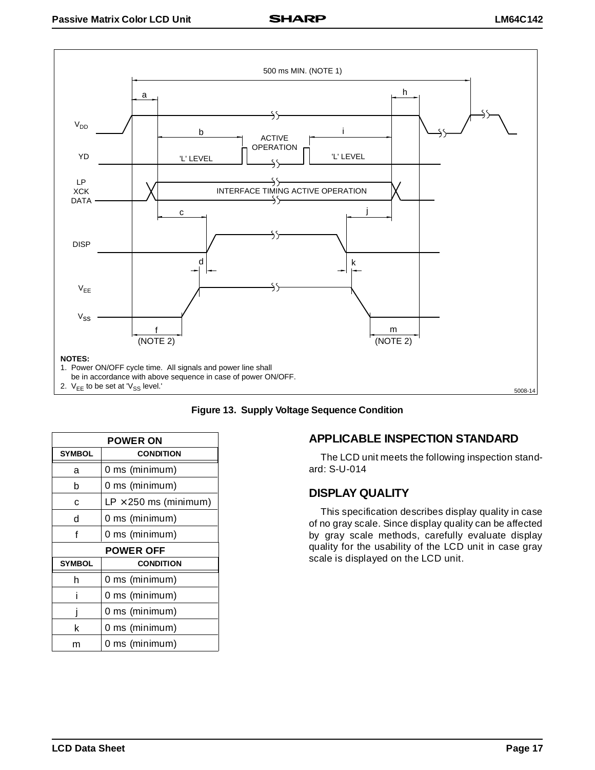500 ms MIN. (NOTE 1)

$V_{DD}$

YD — 'L' LEVEL — ACTIVE OPERATION — 'L' LEVEL

LP XCK DATA — INTERFACE TIMING ACTIVE OPERATION

DISP

$V_{EE}$

$V_{SS}$

a, b, c, d, f (NOTE 2), h, i, j, k, m (NOTE 2)

**NOTES:**

1. Power ON/OFF cycle time. All signals and power line shall be in accordance with above sequence in case of power ON/OFF.
2. $V_{EE}$ to be set at '$V_{SS}$ level.'

5008-14

**Figure 13. Supply Voltage Sequence Condition**

| POWER ON | |
|---|---|
| **SYMBOL** | **CONDITION** |
| a | 0 ms (minimum) |
| b | 0 ms (minimum) |
| c | LP × 250 ms (minimum) |
| d | 0 ms (minimum) |
| f | 0 ms (minimum) |
| **POWER OFF** | |
| **SYMBOL** | **CONDITION** |
| h | 0 ms (minimum) |
| i | 0 ms (minimum) |
| j | 0 ms (minimum) |
| k | 0 ms (minimum) |
| m | 0 ms (minimum) |

## APPLICABLE INSPECTION STANDARD

The LCD unit meets the following inspection standard: S-U-014

## DISPLAY QUALITY

This specification describes display quality in case of no gray scale. Since display quality can be affected by gray scale methods, carefully evaluate display quality for the usability of the LCD unit in case gray scale is displayed on the LCD unit.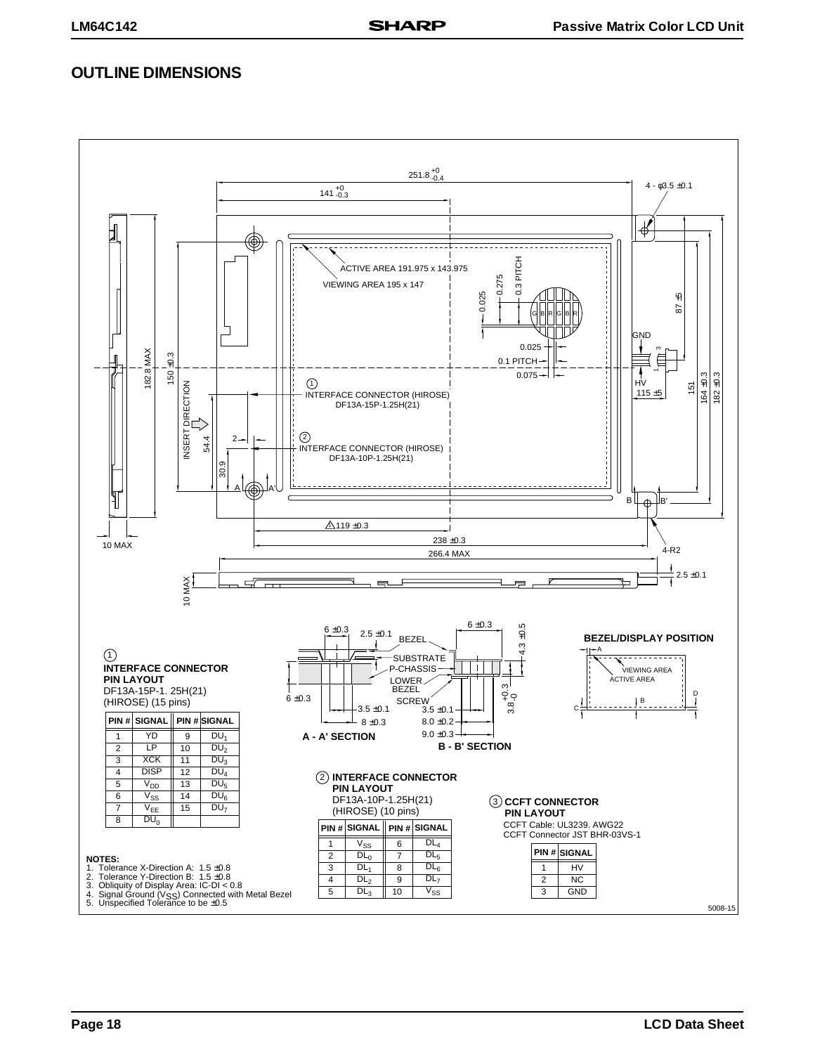## OUTLINE DIMENSIONS

251.8 +0 -0.4

141 +0 -0.3

4 - φ3.5 ±0.1

ACTIVE AREA 191.975 x 143.975

VIEWING AREA 195 x 147

0.025

0.275

0.3 PITCH

G B R G B R

87 ±5

GND

0.025

0.1 PITCH

0.075

HV

115 ±5

182.8 MAX

150 ±0.3

151

164 ±0.3

182 ±0.3

① INTERFACE CONNECTOR (HIROSE) DF13A-15P-1.25H(21)

INSERT DIRECTION

54.4

2

② INTERFACE CONNECTOR (HIROSE) DF13A-10P-1.25H(21)

30.9

A A'

B B'

119 ±0.3

238 ±0.3

10 MAX

266.4 MAX

4-R2

2.5 ±0.1

10 MAX

6 ±0.3

2.5 ±0.1

BEZEL

SUBSTRATE

P-CHASSIS

LOWER BEZEL

SCREW

6 ±0.3

3.5 ±0.1

8 ±0.3

A - A' SECTION

6 ±0.3

4.3 ±0.5

3.8 +0.3 -0

3.5 ±0.1

8.0 ±0.2

9.0 ±0.3

B - B' SECTION

**BEZEL/DISPLAY POSITION**

A

VIEWING AREA

ACTIVE AREA

B

C

D

① **INTERFACE CONNECTOR PIN LAYOUT**
DF13A-15P-1. 25H(21)
(HIROSE) (15 pins)

| PIN # | SIGNAL | PIN # | SIGNAL |
|---|---|---|---|
| 1 | YD | 9 | $DU_1$ |
| 2 | LP | 10 | $DU_2$ |
| 3 | XCK | 11 | $DU_3$ |
| 4 | DISP | 12 | $DU_4$ |
| 5 | $V_{DD}$ | 13 | $DU_5$ |
| 6 | $V_{SS}$ | 14 | $DU_6$ |
| 7 | $V_{EE}$ | 15 | $DU_7$ |
| 8 | $DU_0$ | | |

② **INTERFACE CONNECTOR PIN LAYOUT**
DF13A-10P-1.25H(21)
(HIROSE) (10 pins)

| PIN # | SIGNAL | PIN # | SIGNAL |
|---|---|---|---|
| 1 | $V_{SS}$ | 6 | $DL_4$ |
| 2 | $DL_0$ | 7 | $DL_5$ |
| 3 | $DL_1$ | 8 | $DL_6$ |
| 4 | $DL_2$ | 9 | $DL_7$ |
| 5 | $DL_3$ | 10 | $V_{SS}$ |

③ **CCFT CONNECTOR PIN LAYOUT**
CCFT Cable: UL3239. AWG22
CCFT Connector JST BHR-03VS-1

| PIN # | SIGNAL |
|---|---|
| 1 | HV |
| 2 | NC |
| 3 | GND |

**NOTES:**
1. Tolerance X-Direction A: 1.5 ±0.8
2. Tolerance Y-Direction B: 1.5 ±0.8
3. Obliquity of Display Area: IC-DI < 0.8
4. Signal Ground ($V_{SS}$) Connected with Metal Bezel
5. Unspecified Tolerance to be ±0.5

5008-15